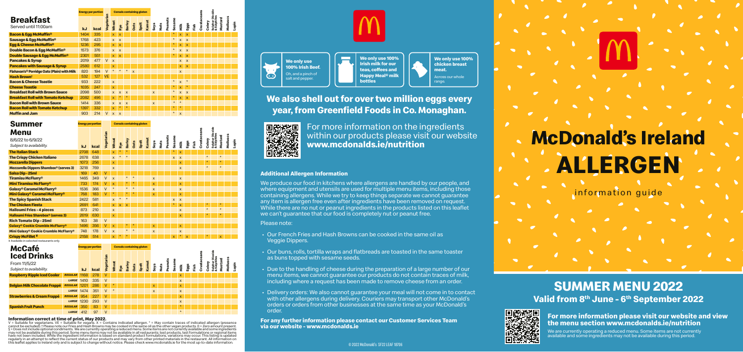# McDonald's Ireland ALLERGEN information guide

## SUMMER MENU 2022

**Valid from 8th June - 6th September 2022**

## Breakfast

Served until 11:00am

| Breakfast | Energy per portion (kJ) | Energy per portion (kcal) | Vegetarian | Wheat | Rye | Barley | Oats | Spelt | Kamut | Soya | Nuts | Peanuts | Sesame | Milk | Eggs | Fish | Crustaceans | Celery | Sulphur Dioxide & Sulphites | Mustard | Molluscs | Lupin |
|---|---|---|---|---|---|---|---|---|---|---|---|---|---|---|---|---|---|---|---|---|---|---|
| Bacon & Egg McMuffin® | 1404 | 335 | | x | x | | | | | | | | * | x | x | | | | | | | |
| Sausage & Egg McMuffin® | 1768 | 423 | | x | x | | | | | | | | * | x | x | | | | | | | |
| Egg & Cheese McMuffin® | 1236 | 295 | | x | x | | | | | | | | * | x | x | | | | | | | |
| Double Bacon & Egg McMuffin® | 1573 | 376 | | x | x | | | | | | | | * | x | x | | | | | | | |
| Double Sausage & Egg McMuffin® | 2301 | 551 | | x | x | | | | | | | | * | x | x | | | | | | | |
| Pancakes & Syrup | 2019 | 477 | V | x | | | | | | | | | | x | x | | | | | | | |
| Pancakes with Sausage & Syrup | 2580 | 612 | | x | | | | | | | | | | x | x | | | | | | | |
| Flahavan's® Porridge Oats (Plain) with Milk | 820 | 194 | V | * | * | * | x | | | | | | | x | | | | | | | | |
| Hash Brown† | 532 | 127 | VE | | | | | | | | | | | | | | | | | | | |
| Bacon & Cheese Toastie | 933 | 222 | | x | | | | | | | | | * | x | * | | | | | | | |
| Cheese Toastie | 1035 | 247 | | x | | | | | | | | | * | x | * | | | | | | | |
| Breakfast Roll with Brown Sauce | 2098 | 500 | | x | x | x | | | | x | | | * | x | x | | | | | | | |
| Breakfast Roll with Tomato Ketchup | 2082 | 496 | | x | * | * | | | | | | | * | x | x | | | | | | | |
| Bacon Roll with Brown Sauce | 1414 | 336 | | x | x | x | | | | x | | | * | * | | | | | | | | |
| Bacon Roll with Tomato Ketchup | 1397 | 332 | | x | * | * | | | | | | | * | * | | | | | | | | |
| Muffin and Jam | 903 | 214 | V | x | x | | | | | | | | * | x | | | | | | | | |

## Summer Menu

8/6/22 to 6/9/22

*Subject to availability.*

| Summer Menu | Energy per portion (kJ) | Energy per portion (kcal) | Vegetarian | Wheat | Rye | Barley | Oats | Spelt | Kamut | Soya | Nuts | Peanuts | Sesame | Milk | Eggs | Fish | Crustaceans | Celery | Sulphur Dioxide & Sulphites | Mustard | Molluscs | Lupin |
|---|---|---|---|---|---|---|---|---|---|---|---|---|---|---|---|---|---|---|---|---|---|---|
| The Italian Stack | 2708 | 648 | | x | * | * | | | | | | | * | x | | | | | | | | |
| The Crispy Chicken Italiano | 2678 | 638 | | x | * | * | | | | | | | x | x | | | | * | | * | | |
| Mozzarella Dippers | 1073 | 256 | | x | | | | | | | | | | x | | | | * | | * | | |
| Mozzarella Dippers Sharebox® (serves 3) | 3218 | 769 | | x | | | | | | | | | | x | | | | * | | * | | |
| Salsa Dip - 25ml | 169 | 40 | V | | | | | | | | | | | | | | | | | | | |
| Tiramisu McFlurry® | 1465 | 349 | V | x | | * | * | | | x | | | | x | | | | | | | | |
| Mini Tiramisu McFlurry® | 733 | 174 | V | x | | * | * | | | x | | | | x | | | | | | | | |
| Galaxy® Caramel McFlurry® | 1536 | 366 | V | * | | * | * | | | x | | | | x | | | | | | | | |
| Mini Galaxy® Caramel McFlurry® | 768 | 183 | V | * | | * | * | | | x | | | | x | | | | | | | | |
| The Spicy Spanish Stack | 2422 | 581 | | x | * | * | | | | | | | x | x | | | | | | | | |
| The Chicken Fiesta | 2691 | 641 | | x | x | x | | | | | | | * | x | | | | * | | * | | |
| Halloumi Fries - 4 pieces | 873 | 210 | | x | | | | | | | | | | x | | | | * | | * | | |
| Halloumi Fries Sharebox® (serves 3) | 2619 | 630 | | x | | | | | | | | | | x | | | | * | | * | | |
| Rich Tomato Dip - 25ml | 163 | 38 | V | | | | | | | | | | | | | | | | | | | |
| Galaxy® Cookie Crumble McFlurry® | 1496 | 356 | V | x | | * | * | | | x | | | | x | | | | | | | | |
| Mini Galaxy® Cookie Crumble McFlurry® | 748 | 178 | V | x | | * | * | | | x | | | | x | | | | | | | | |
| Crispy McFillet ¥ | 2158 | 514 | | x | * | * | | | | | | | x | * | x | | | * | | x | | |

¥ Available in selected restaurants only.

## McCafé Iced Drinks

From 11/5/22

*Subject to availability.*

| McCafé Iced Drinks | Size | Energy per portion (kJ) | Energy per portion (kcal) | Vegetarian | Wheat | Rye | Barley | Oats | Spelt | Kamut | Soya | Nuts | Peanuts | Sesame | Milk | Eggs | Fish | Crustaceans | Celery | Sulphur Dioxide & Sulphites | Mustard | Molluscs | Lupin |
|---|---|---|---|---|---|---|---|---|---|---|---|---|---|---|---|---|---|---|---|---|---|---|---|
| Raspberry Ripple Iced Cooler | REGULAR | 1168 | 278 | V | | | | | | | | | | | x | | | | | | | | |
| | LARGE | 1410 | 335 | V | | | | | | | | | | | x | | | | | | | | |
| Belgian Milk Chocolate Frappé | REGULAR | 1201 | 286 | V | * | | | | | | x | | | | x | | | | | | | | |
| | LARGE | 1474 | 351 | V | * | | | | | | x | | | | x | | | | | | | | |
| Strawberries & Cream Frappé | REGULAR | 954 | 227 | V | | | | | | | | | | | x | | | | | | | | |
| | LARGE | 1230 | 293 | V | | | | | | | | | | | x | | | | | | | | |
| Spanish Fruit Punch | REGULAR | 350 | 83 | V | | | | | | | | | | | * | | | | | | | | |
| | LARGE | 412 | 97 | V | | | | | | | | | | | * | | | | | | | | |

### Information correct at time of print, May 2022.

V = Suitable for vegetarians. VE = Suitable for vegans. X = Contains indicated allergen. * = May contain traces of indicated allergen (presence cannot be excluded). † Please note our Fries and Hash Browns may be cooked in the same oil as the other vegan products. 0 = Zero amount present. § = Does not include optional condiments. We are currently operating a reduced menu. Some items are not currently available and some ingredients may not be available during this period. Some menu items may not be available in all restaurants; test products, test formulations or regional items have not been included. While the ingredient information is based on standard product formulations, variations may occur. This listing is updated regularly in an attempt to reflect the current status of our products and may vary from other printed materials in the restaurant. All information on this leaflet applies to Ireland only and is subject to change without notice. Please check www.mcdonalds.ie for the most up-to-date information.

**We only use 100% Irish Beef.** Oh, and a pinch of salt and pepper.

**We only use 100% Irish milk for our teas, coffees and Happy Meal® milk bottles**

**We only use 100% chicken breast meat.** Across our whole range.

## We also shell out for over two million eggs every year, from Greenfield Foods in Co. Monaghan.

For more information on the ingredients within our products please visit our website **www.mcdonalds.ie/nutrition**

### Additional Allergen Information

We produce our food in kitchens where allergens are handled by our people, and where equipment and utensils are used for multiple menu items, including those containing allergens. While we try to keep things separate we cannot guarantee any item is allergen free even after ingredients have been removed on request. While there are no nut or peanut ingredients in the products listed on this leaflet we can't guarantee that our food is completely nut or peanut free.

Please note:

- Our French Fries and Hash Browns can be cooked in the same oil as Veggie Dippers.
- Our buns, rolls, tortilla wraps and flatbreads are toasted in the same toaster as buns topped with sesame seeds.
- Due to the handling of cheese during the preparation of a large number of our menu items, we cannot guarantee our products do not contain traces of milk, including where a request has been made to remove cheese from an order.
- Delivery orders: We also cannot guarantee your meal will not come in to contact with other allergens during delivery. Couriers may transport other McDonald's orders or orders from other businesses at the same time as your McDonald's order.

**For any further information please contact our Customer Services Team via our website - www.mcdonalds.ie**

© 2022 McDonald's SF22 LEAF 18706

**For more information please visit our website and view the menu section www.mcdonalds.ie/nutrition**

We are currently operating a reduced menu. Some items are not currently available and some ingredients may not be available during this period.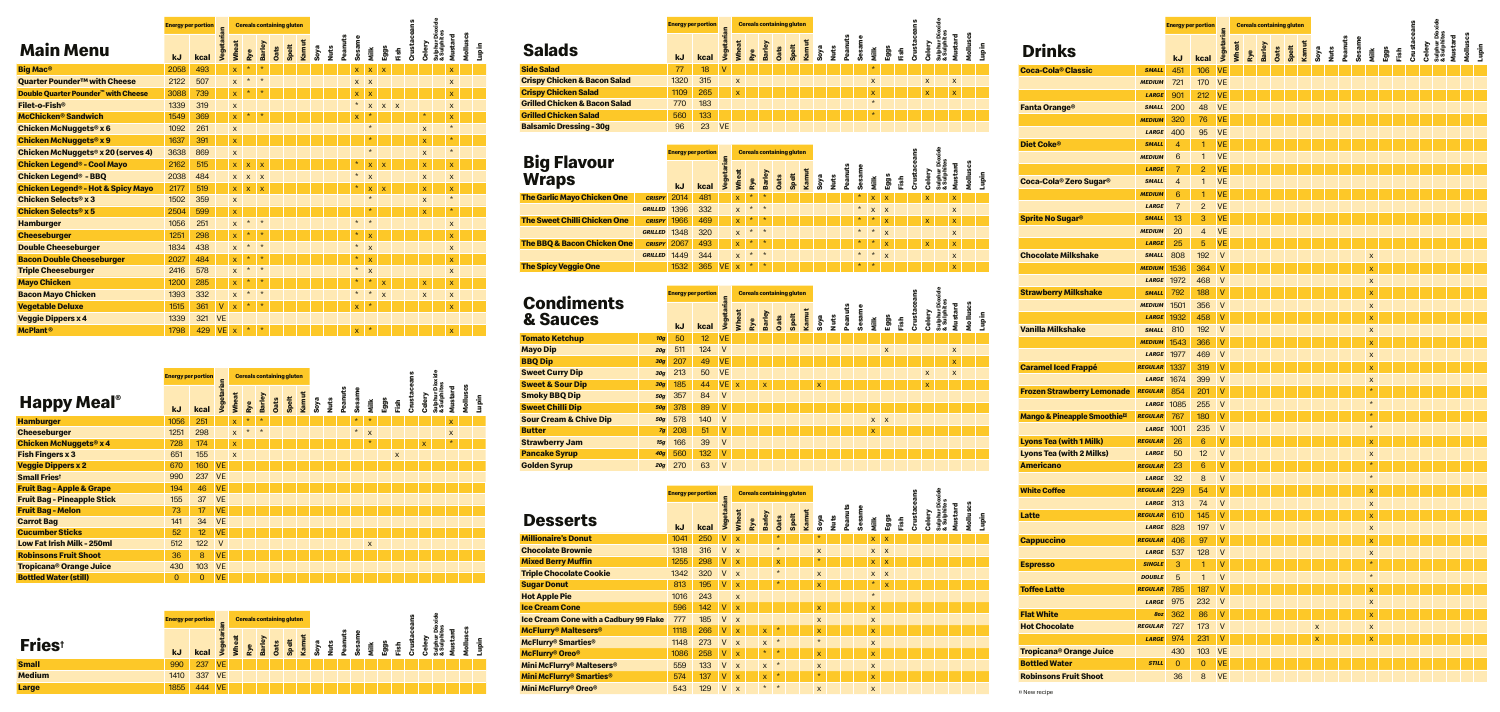## Main Menu

| | Energy per portion | | | Cereals containing gluten | | | | | | | | | | | | | | | | | | |
|---|---|---|---|---|---|---|---|---|---|---|---|---|---|---|---|---|---|---|---|---|---|---|
| | kJ | kcal | Vegetarian | Wheat | Rye | Barley | Oats | Spelt | Kamut | Soya | Nuts | Peanuts | Sesame | Milk | Eggs | Fish | Crustaceans | Celery | Sulphur Dioxide & Sulphites | Mustard | Molluscs | Lupin |
| Big Mac® | 2058 | 493 | | x | | * | | | | | | | x | x | x | | | | | x | | |
| Quarter Pounder™ with Cheese | 2122 | 507 | | x | * | * | | | | | | | x | x | | | | | | x | | |
| Double Quarter Pounder™ with Cheese | 3088 | 739 | | x | * | * | | | | | | | x | x | | | | | | x | | |
| Filet-o-Fish® | 1339 | 319 | | x | | | | | | | | | * | x | x | x | | | | x | | |
| McChicken® Sandwich | 1549 | 369 | | x | * | * | | | | | | | x | * | | | | * | | x | | |
| Chicken McNuggets® x 6 | 1092 | 261 | | x | | | | | | | | | | * | | | | x | | * | | |
| Chicken McNuggets® x 9 | 1637 | 391 | | x | | | | | | | | | | * | | | | x | | * | | |
| Chicken McNuggets® x 20 (serves 4) | 3638 | 869 | | x | | | | | | | | | | * | | | | x | | * | | |
| Chicken Legend® - Cool Mayo | 2162 | 515 | | x | x | x | | | | | | | * | x | x | | | x | | x | | |
| Chicken Legend® - BBQ | 2038 | 484 | | x | x | x | | | | | | | * | x | | | | x | | x | | |
| Chicken Legend® - Hot & Spicy Mayo | 2177 | 519 | | x | x | x | | | | | | | * | x | x | | | x | | x | | |
| Chicken Selects® x 3 | 1502 | 359 | | x | | | | | | | | | | * | | | | x | | * | | |
| Chicken Selects® x 5 | 2504 | 599 | | x | | | | | | | | | | * | | | | x | | * | | |
| Hamburger | 1056 | 251 | | x | * | * | | | | | | | * | * | | | | | | x | | |
| Cheeseburger | 1251 | 298 | | x | * | * | | | | | | | * | x | | | | | | x | | |
| Double Cheeseburger | 1834 | 438 | | x | * | * | | | | | | | * | x | | | | | | x | | |
| Bacon Double Cheeseburger | 2027 | 484 | | x | * | * | | | | | | | * | x | | | | | | x | | |
| Triple Cheeseburger | 2416 | 578 | | x | * | * | | | | | | | * | x | | | | | | x | | |
| Mayo Chicken | 1200 | 285 | | x | * | * | | | | | | | * | * | x | | | x | | x | | |
| Bacon Mayo Chicken | 1393 | 332 | | x | * | * | | | | | | | | * | x | | | x | | x | | |
| Vegetable Deluxe | 1515 | 361 | V | x | * | * | | | | | | | x | * | | | | | | x | | |
| Veggie Dippers x 4 | 1339 | 321 | VE | | | | | | | | | | | | | | | | | | | |
| McPlant® | 1798 | 429 | VE | x | * | * | | | | | | | x | * | | | | | | x | | |

## Happy Meal®

| | Energy per portion | | | Cereals containing gluten | | | | | | | | | | | | | | | | | | |
|---|---|---|---|---|---|---|---|---|---|---|---|---|---|---|---|---|---|---|---|---|---|---|
| | kJ | kcal | Vegetarian | Wheat | Rye | Barley | Oats | Spelt | Kamut | Soya | Nuts | Peanuts | Sesame | Milk | Eggs | Fish | Crustaceans | Celery | Sulphur Dioxide & Sulphites | Mustard | Molluscs | Lupin |
| Hamburger | 1056 | 251 | | x | * | * | | | | | | | * | * | | | | | | x | | |
| Cheeseburger | 1251 | 298 | | x | * | * | | | | | | | * | x | | | | | | x | | |
| Chicken McNuggets® x 4 | 728 | 174 | | x | | | | | | | | | | * | | | | x | | * | | |
| Fish Fingers x 3 | 651 | 155 | | x | | | | | | | | | | | | x | | | | | | |
| Veggie Dippers x 2 | 670 | 160 | VE | | | | | | | | | | | | | | | | | | | |
| Small Fries† | 990 | 237 | VE | | | | | | | | | | | | | | | | | | | |
| Fruit Bag - Apple & Grape | 194 | 46 | VE | | | | | | | | | | | | | | | | | | | |
| Fruit Bag - Pineapple Stick | 155 | 37 | VE | | | | | | | | | | | | | | | | | | | |
| Fruit Bag - Melon | 73 | 17 | VE | | | | | | | | | | | | | | | | | | | |
| Carrot Bag | 141 | 34 | VE | | | | | | | | | | | | | | | | | | | |
| Cucumber Sticks | 52 | 12 | VE | | | | | | | | | | | | | | | | | | | |
| Low Fat Irish Milk - 250ml | 512 | 122 | V | | | | | | | | | | | x | | | | | | | | |
| Robinsons Fruit Shoot | 36 | 8 | VE | | | | | | | | | | | | | | | | | | | |
| Tropicana® Orange Juice | 430 | 103 | VE | | | | | | | | | | | | | | | | | | | |
| Bottled Water (still) | 0 | 0 | VE | | | | | | | | | | | | | | | | | | | |

## Fries†

| | Energy per portion | | | Cereals containing gluten | | | | | | | | | | | | | | | | | | |
|---|---|---|---|---|---|---|---|---|---|---|---|---|---|---|---|---|---|---|---|---|---|---|
| | kJ | kcal | Vegetarian | Wheat | Rye | Barley | Oats | Spelt | Kamut | Soya | Nuts | Peanuts | Sesame | Milk | Eggs | Fish | Crustaceans | Celery | Sulphur Dioxide & Sulphites | Mustard | Molluscs | Lupin |
| Small | 990 | 237 | VE | | | | | | | | | | | | | | | | | | | |
| Medium | 1410 | 337 | VE | | | | | | | | | | | | | | | | | | | |
| Large | 1855 | 444 | VE | | | | | | | | | | | | | | | | | | | |

## Salads

| | Energy per portion | | | Cereals containing gluten | | | | | | | | | | | | | | | | | | |
|---|---|---|---|---|---|---|---|---|---|---|---|---|---|---|---|---|---|---|---|---|---|---|
| | kJ | kcal | Vegetarian | Wheat | Rye | Barley | Oats | Spelt | Kamut | Soya | Nuts | Peanuts | Sesame | Milk | Eggs | Fish | Crustaceans | Celery | Sulphur Dioxide & Sulphites | Mustard | Molluscs | Lupin |
| Side Salad | 77 | 18 | V | | | | | | | | | | | * | | | | | | | | |
| Crispy Chicken & Bacon Salad | 1320 | 315 | | x | | | | | | | | | | x | | | | x | | x | | |
| Crispy Chicken Salad | 1109 | 265 | | x | | | | | | | | | | x | | | | x | | x | | |
| Grilled Chicken & Bacon Salad | 770 | 183 | | | | | | | | | | | | * | | | | | | | | |
| Grilled Chicken Salad | 560 | 133 | | | | | | | | | | | | * | | | | | | | | |
| Balsamic Dressing - 30g | 96 | 23 | VE | | | | | | | | | | | | | | | | | | | |

## Big Flavour Wraps

| | | Energy per portion | | | Cereals containing gluten | | | | | | | | | | | | | | | | | | |
|---|---|---|---|---|---|---|---|---|---|---|---|---|---|---|---|---|---|---|---|---|---|---|---|
| | | kJ | kcal | Vegetarian | Wheat | Rye | Barley | Oats | Spelt | Kamut | Soya | Nuts | Peanuts | Sesame | Milk | Eggs | Fish | Crustaceans | Celery | Sulphur Dioxide & Sulphites | Mustard | Molluscs | Lupin |
| The Garlic Mayo Chicken One | CRISPY | 2014 | 481 | | x | * | * | | | | | | | * | x | x | | | x | | x | | |
| | GRILLED | 1396 | 332 | | x | * | * | | | | | | | * | x | x | | | | | x | | |
| The Sweet Chilli Chicken One | CRISPY | 1966 | 469 | | x | * | * | | | | | | | * | x | x | | | x | | x | | |
| | GRILLED | 1348 | 320 | | x | * | * | | | | | | | * | * | x | | | | | x | | |
| The BBQ & Bacon Chicken One | CRISPY | 2067 | 493 | | x | * | * | | | | | | | * | * | x | | | x | | x | | |
| | GRILLED | 1449 | 344 | | x | * | * | | | | | | | * | * | x | | | | | x | | |
| The Spicy Veggie One | | 1532 | 365 | VE | x | * | * | | | | | | | * | * | | | | | | x | | |

## Condiments & Sauces

| | | Energy per portion | | | Cereals containing gluten | | | | | | | | | | | | | | | | | | |
|---|---|---|---|---|---|---|---|---|---|---|---|---|---|---|---|---|---|---|---|---|---|---|---|
| | | kJ | kcal | Vegetarian | Wheat | Rye | Barley | Oats | Spelt | Kamut | Soya | Nuts | Peanuts | Sesame | Milk | Eggs | Fish | Crustaceans | Celery | Sulphur Dioxide & Sulphites | Mustard | Molluscs | Lupin |
| Tomato Ketchup | 10g | 50 | 12 | VE | | | | | | | | | | | | | | | | | | | |
| Mayo Dip | 20g | 511 | 124 | V | | | | | | | | | | | | x | | | | | x | | |
| BBQ Dip | 30g | 207 | 49 | VE | | | | | | | | | | | | | | | | | x | | |
| Sweet Curry Dip | 30g | 213 | 50 | VE | | | | | | | | | | | | | | | x | | x | | |
| Sweet & Sour Dip | 30g | 185 | 44 | VE | x | | x | | | | x | | | | | | | | x | | | | |
| Smoky BBQ Dip | 50g | 357 | 84 | V | | | | | | | | | | | | | | | | | | | |
| Sweet Chilli Dip | 50g | 378 | 89 | V | | | | | | | | | | | | | | | | | | | |
| Sour Cream & Chive Dip | 50g | 578 | 140 | V | | | | | | | | | | | x | x | | | | | | | |
| Butter | 7g | 208 | 51 | V | | | | | | | | | | | x | | | | | | | | |
| Strawberry Jam | 15g | 166 | 39 | V | | | | | | | | | | | | | | | | | | | |
| Pancake Syrup | 40g | 560 | 132 | V | | | | | | | | | | | | | | | | | | | |
| Golden Syrup | 20g | 270 | 63 | V | | | | | | | | | | | | | | | | | | | |

## Desserts

| | Energy per portion | | | Cereals containing gluten | | | | | | | | | | | | | | | | | | |
|---|---|---|---|---|---|---|---|---|---|---|---|---|---|---|---|---|---|---|---|---|---|---|
| | kJ | kcal | Vegetarian | Wheat | Rye | Barley | Oats | Spelt | Kamut | Soya | Nuts | Peanuts | Sesame | Milk | Eggs | Fish | Crustaceans | Celery | Sulphur Dioxide & Sulphites | Mustard | Molluscs | Lupin |
| Millionaire's Donut | 1041 | 250 | V | x | | | | | | * | | | | x | x | | | | | | | |
| Chocolate Brownie | 1318 | 316 | V | x | | | * | | | x | | | | x | x | | | | | | | |
| Mixed Berry Muffin | 1255 | 298 | V | x | | | x | | | x | | | | x | x | | | | | | | |
| Triple Chocolate Cookie | 1342 | 320 | V | x | | | * | | | x | | | | x | x | | | | | | | |
| Sugar Donut | 813 | 195 | V | x | | | * | | | x | | | | * | x | | | | | | | |
| Hot Apple Pie | 1016 | 243 | | x | | | | | | | | | | * | | | | | | | | |
| Ice Cream Cone | 596 | 142 | V | x | | | | | | x | | | | x | | | | | | | | |
| Ice Cream Cone with a Cadbury 99 Flake | 777 | 185 | V | x | | | | | | x | | | | x | | | | | | | | |
| McFlurry® Maltesers® | 1118 | 266 | V | x | | x | * | | | x | | | | x | | | | | | | | |
| McFlurry® Smarties® | 1148 | 273 | V | x | | x | * | | | * | | | | x | | | | | | | | |
| McFlurry® Oreo® | 1086 | 258 | V | x | | * | * | | | x | | | | x | | | | | | | | |
| Mini McFlurry® Maltesers® | 559 | 133 | V | x | | x | * | | | x | | | | x | | | | | | | | |
| Mini McFlurry® Smarties® | 574 | 137 | V | x | | x | * | | | * | | | | x | | | | | | | | |
| Mini McFlurry® Oreo® | 543 | 129 | V | x | | * | * | | | x | | | | x | | | | | | | | |

## Drinks

| | | Energy per portion | | | Cereals containing gluten | | | | | | | | | | | | | | | | | | |
|---|---|---|---|---|---|---|---|---|---|---|---|---|---|---|---|---|---|---|---|---|---|---|---|
| | | kJ | kcal | Vegetarian | Wheat | Rye | Barley | Oats | Spelt | Kamut | Soya | Nuts | Peanuts | Sesame | Milk | Eggs | Fish | Crustaceans | Celery | Sulphur Dioxide & Sulphites | Mustard | Molluscs | Lupin |
| Coca-Cola® Classic | SMALL | 451 | 106 | VE | | | | | | | | | | | | | | | | | | | |
| | MEDIUM | 721 | 170 | VE | | | | | | | | | | | | | | | | | | | |
| | LARGE | 901 | 212 | VE | | | | | | | | | | | | | | | | | | | |
| Fanta Orange® | SMALL | 200 | 48 | VE | | | | | | | | | | | | | | | | | | | |
| | MEDIUM | 320 | 76 | VE | | | | | | | | | | | | | | | | | | | |
| | LARGE | 400 | 95 | VE | | | | | | | | | | | | | | | | | | | |
| Diet Coke® | SMALL | 4 | 1 | VE | | | | | | | | | | | | | | | | | | | |
| | MEDIUM | 6 | 1 | VE | | | | | | | | | | | | | | | | | | | |
| | LARGE | 7 | 2 | VE | | | | | | | | | | | | | | | | | | | |
| Coca-Cola® Zero Sugar® | SMALL | 4 | 1 | VE | | | | | | | | | | | | | | | | | | | |
| | MEDIUM | 6 | 1 | VE | | | | | | | | | | | | | | | | | | | |
| | LARGE | 7 | 2 | VE | | | | | | | | | | | | | | | | | | | |
| Sprite No Sugar® | SMALL | 13 | 3 | VE | | | | | | | | | | | | | | | | | | | |
| | MEDIUM | 20 | 4 | VE | | | | | | | | | | | | | | | | | | | |
| | LARGE | 25 | 5 | VE | | | | | | | | | | | | | | | | | | | |
| Chocolate Milkshake | SMALL | 808 | 192 | V | | | | | | | | | | | x | | | | | | | | |
| | MEDIUM | 1536 | 364 | V | | | | | | | | | | | x | | | | | | | | |
| | LARGE | 1972 | 468 | V | | | | | | | | | | | x | | | | | | | | |
| Strawberry Milkshake | SMALL | 792 | 188 | V | | | | | | | | | | | x | | | | | | | | |
| | MEDIUM | 1501 | 356 | V | | | | | | | | | | | x | | | | | | | | |
| | LARGE | 1932 | 458 | V | | | | | | | | | | | x | | | | | | | | |
| Vanilla Milkshake | SMALL | 810 | 192 | V | | | | | | | | | | | x | | | | | | | | |
| | MEDIUM | 1543 | 366 | V | | | | | | | | | | | x | | | | | | | | |
| | LARGE | 1977 | 469 | V | | | | | | | | | | | x | | | | | | | | |
| Caramel Iced Frappé | REGULAR | 1337 | 319 | V | | | | | | | | | | | x | | | | | | | | |
| | LARGE | 1674 | 399 | V | | | | | | | | | | | x | | | | | | | | |
| Frozen Strawberry Lemonade | REGULAR | 854 | 201 | V | | | | | | | | | | | * | | | | | | | | |
| | LARGE | 1085 | 255 | V | | | | | | | | | | | * | | | | | | | | |
| Mango & Pineapple Smoothie¤ | REGULAR | 767 | 180 | V | | | | | | | | | | | * | | | | | | | | |
| | LARGE | 1001 | 235 | V | | | | | | | | | | | * | | | | | | | | |
| Lyons Tea (with 1 Milk) | REGULAR | 26 | 6 | V | | | | | | | | | | | x | | | | | | | | |
| Lyons Tea (with 2 Milks) | LARGE | 50 | 12 | V | | | | | | | | | | | x | | | | | | | | |
| Americano | REGULAR | 23 | 6 | V | | | | | | | | | | | * | | | | | | | | |
| | LARGE | 32 | 8 | V | | | | | | | | | | | * | | | | | | | | |
| White Coffee | REGULAR | 229 | 54 | V | | | | | | | | | | | x | | | | | | | | |
| | LARGE | 313 | 74 | V | | | | | | | | | | | x | | | | | | | | |
| Latte | REGULAR | 610 | 145 | V | | | | | | | | | | | x | | | | | | | | |
| | LARGE | 828 | 197 | V | | | | | | | | | | | x | | | | | | | | |
| Cappuccino | REGULAR | 406 | 97 | V | | | | | | | | | | | x | | | | | | | | |
| | LARGE | 537 | 128 | V | | | | | | | | | | | x | | | | | | | | |
| Espresso | SINGLE | 3 | 1 | V | | | | | | | | | | | * | | | | | | | | |
| | DOUBLE | 5 | 1 | V | | | | | | | | | | | * | | | | | | | | |
| Toffee Latte | REGULAR | 785 | 187 | V | | | | | | | | | | | x | | | | | | | | |
| | LARGE | 975 | 232 | V | | | | | | | | | | | x | | | | | | | | |
| Flat White | 8oz | 362 | 86 | V | | | | | | | | | | | x | | | | | | | | |
| Hot Chocolate | REGULAR | 727 | 173 | V | | | | | | | x | | | | x | | | | | | | | |
| | LARGE | 974 | 231 | V | | | | | | | x | | | | x | | | | | | | | |
| Tropicana® Orange Juice | | 430 | 103 | VE | | | | | | | | | | | | | | | | | | | |
| Bottled Water | STILL | 0 | 0 | VE | | | | | | | | | | | | | | | | | | | |
| Robinsons Fruit Shoot | | 36 | 8 | VE | | | | | | | | | | | | | | | | | | | |

¤ New recipe